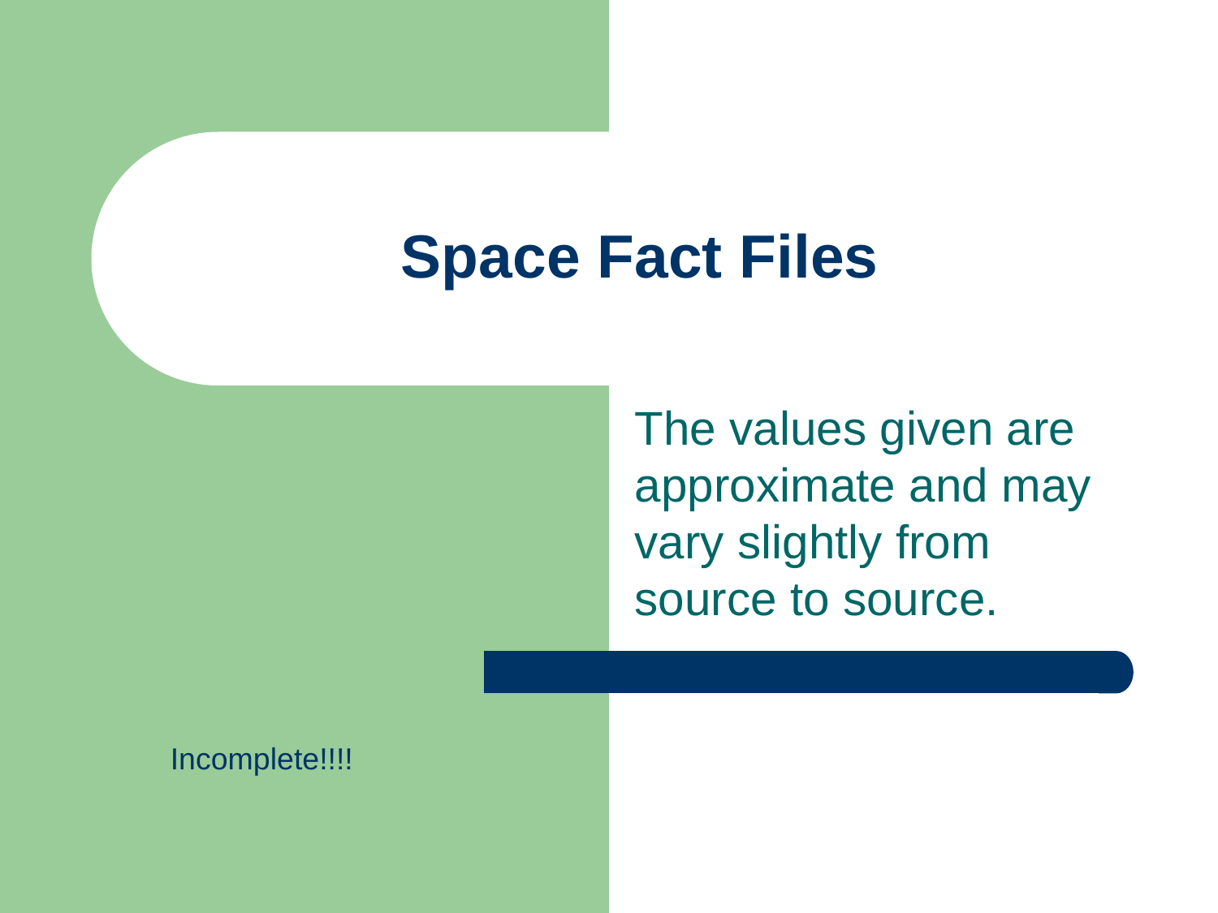# Space Fact Files

The values given are approximate and may vary slightly from source to source.

Incomplete!!!!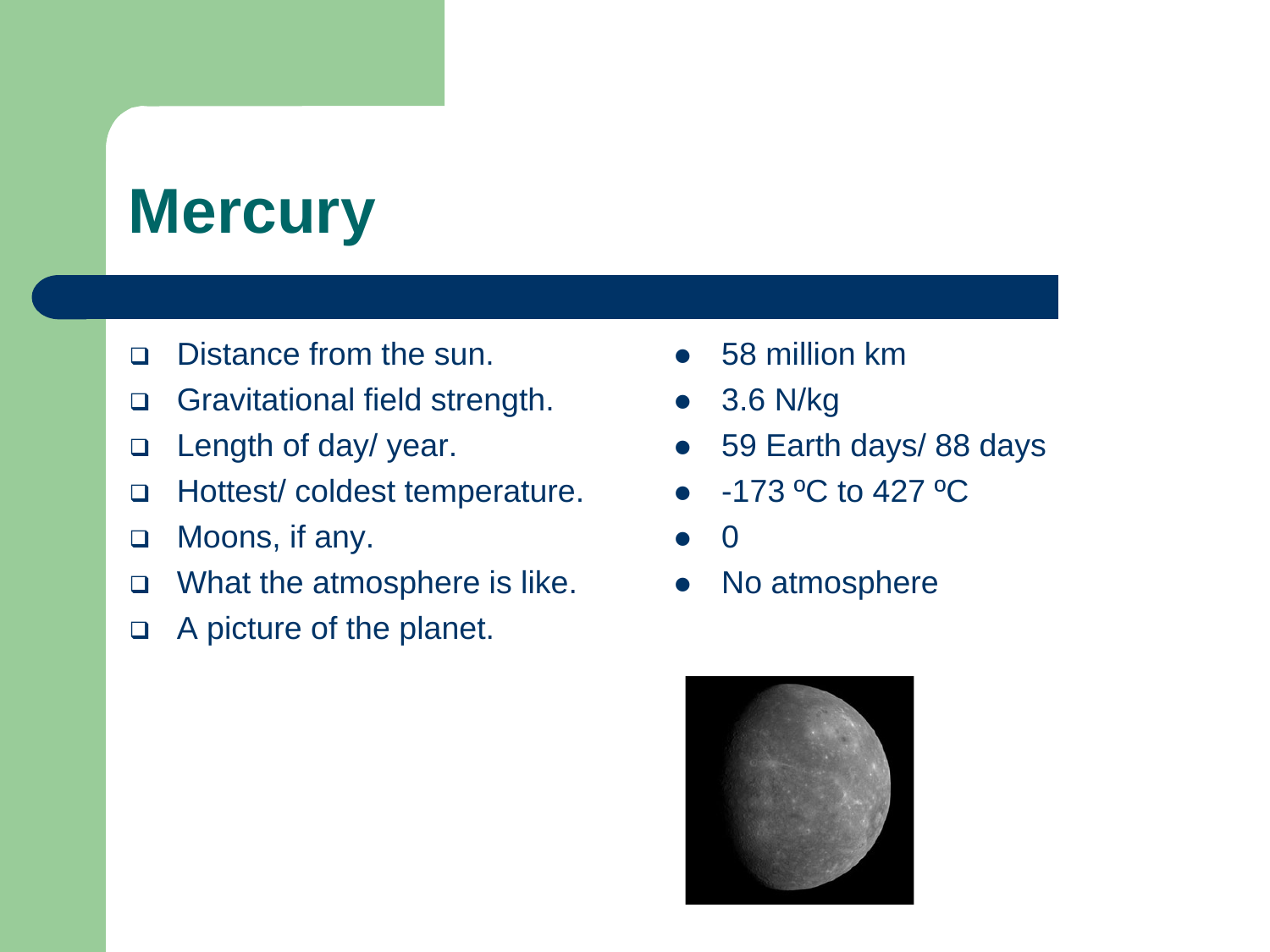# Mercury

| | |
|---|---|
| Distance from the sun. | 58 million km |
| Gravitational field strength. | 3.6 N/kg |
| Length of day/ year. | 59 Earth days/ 88 days |
| Hottest/ coldest temperature. | -173 ºC to 427 ºC |
| Moons, if any. | 0 |
| What the atmosphere is like. | No atmosphere |
| A picture of the planet. | |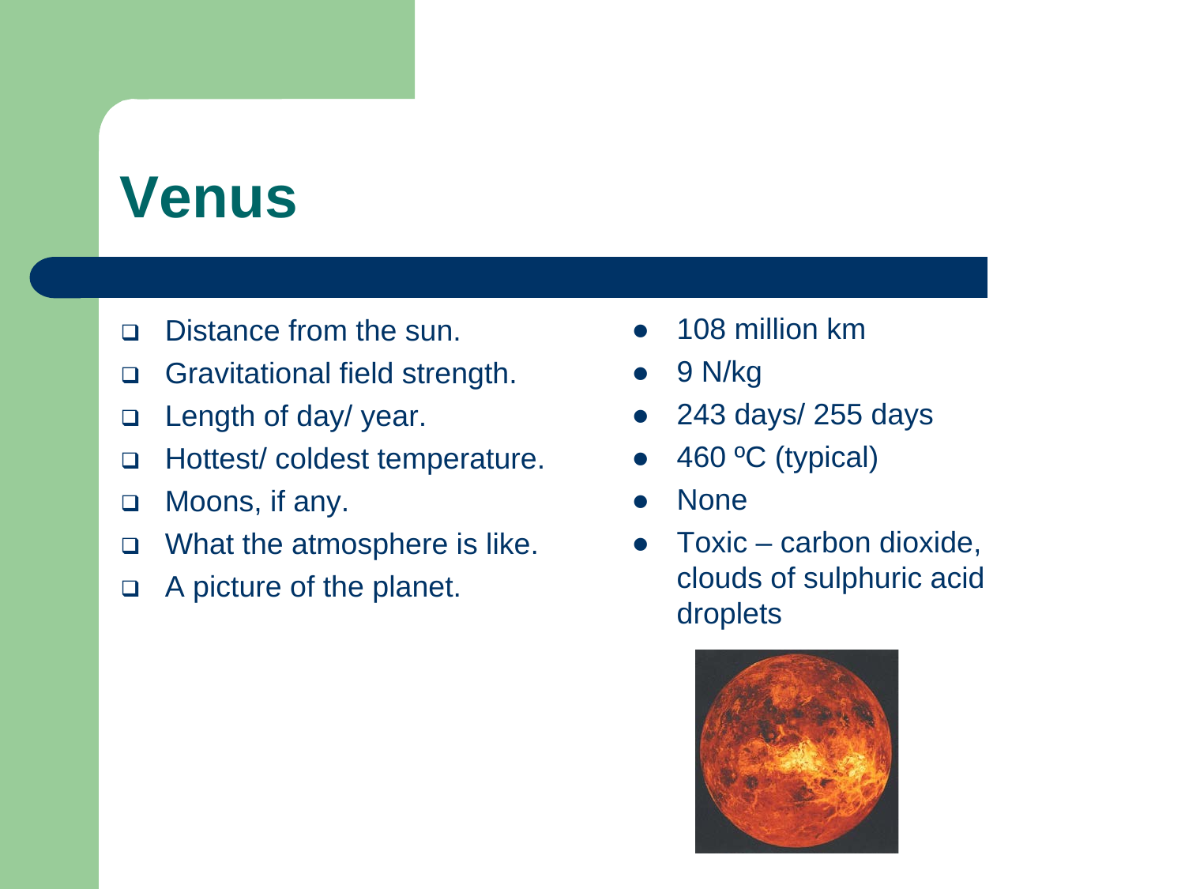# Venus

- Distance from the sun.
- Gravitational field strength.
- Length of day/ year.
- Hottest/ coldest temperature.
- Moons, if any.
- What the atmosphere is like.
- A picture of the planet.

- 108 million km
- 9 N/kg
- 243 days/ 255 days
- 460 ºC (typical)
- None
- Toxic – carbon dioxide, clouds of sulphuric acid droplets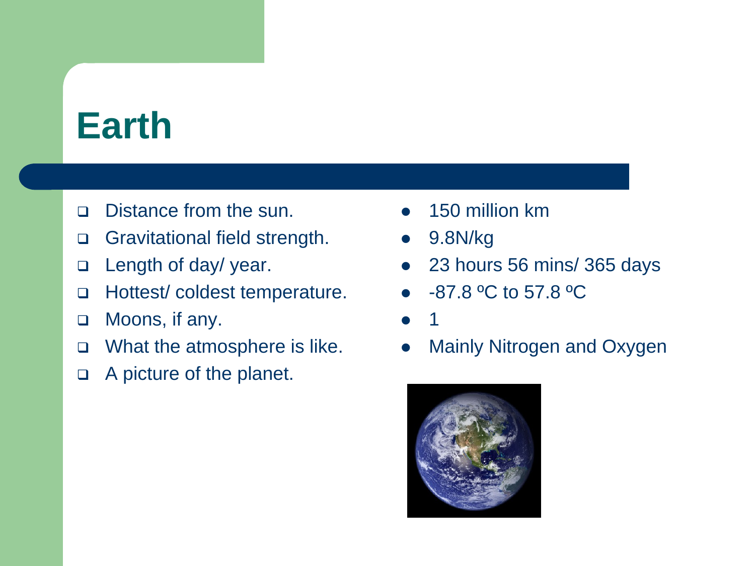# Earth

- Distance from the sun.
- Gravitational field strength.
- Length of day/ year.
- Hottest/ coldest temperature.
- Moons, if any.
- What the atmosphere is like.
- A picture of the planet.

- 150 million km
- 9.8N/kg
- 23 hours 56 mins/ 365 days
- -87.8 ºC to 57.8 ºC
- 1
- Mainly Nitrogen and Oxygen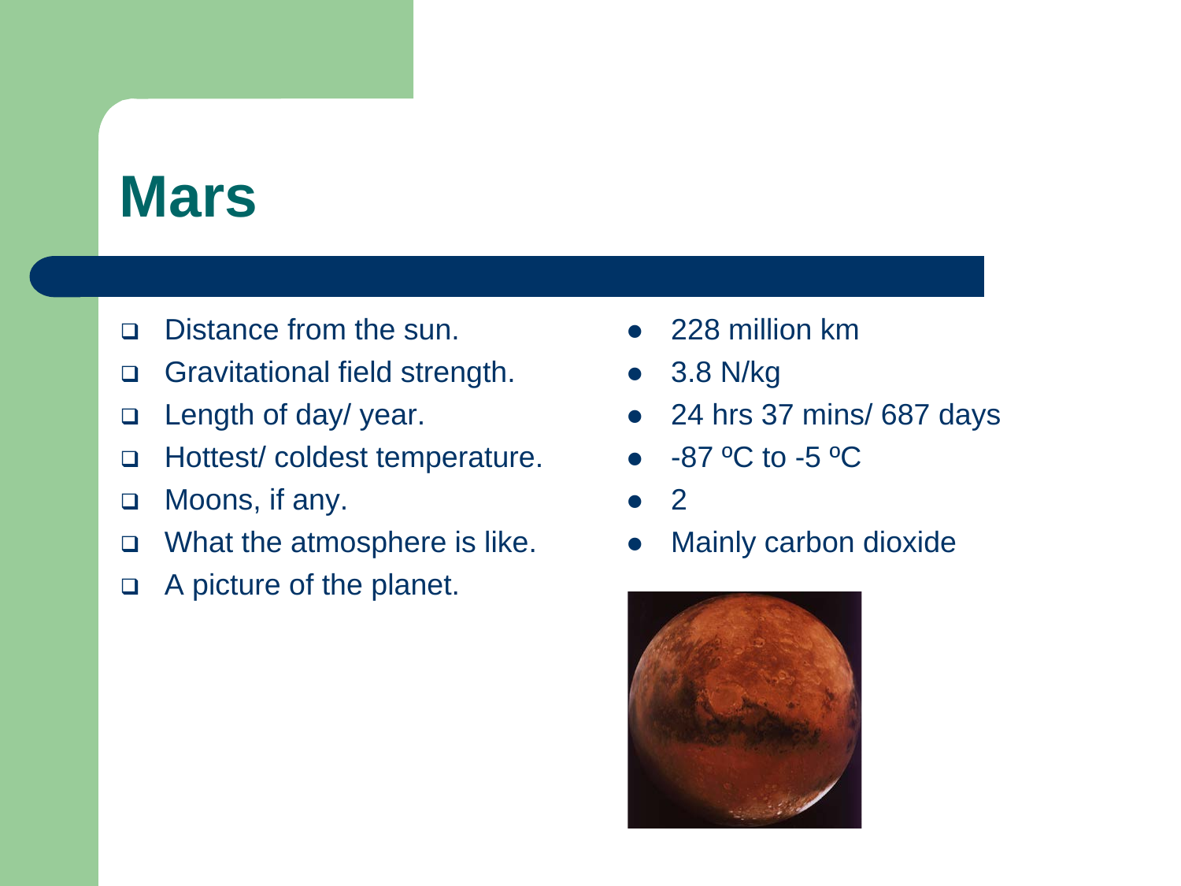# Mars

- Distance from the sun.
- Gravitational field strength.
- Length of day/ year.
- Hottest/ coldest temperature.
- Moons, if any.
- What the atmosphere is like.
- A picture of the planet.

- 228 million km
- 3.8 N/kg
- 24 hrs 37 mins/ 687 days
- -87 ºC to -5 ºC
- 2
- Mainly carbon dioxide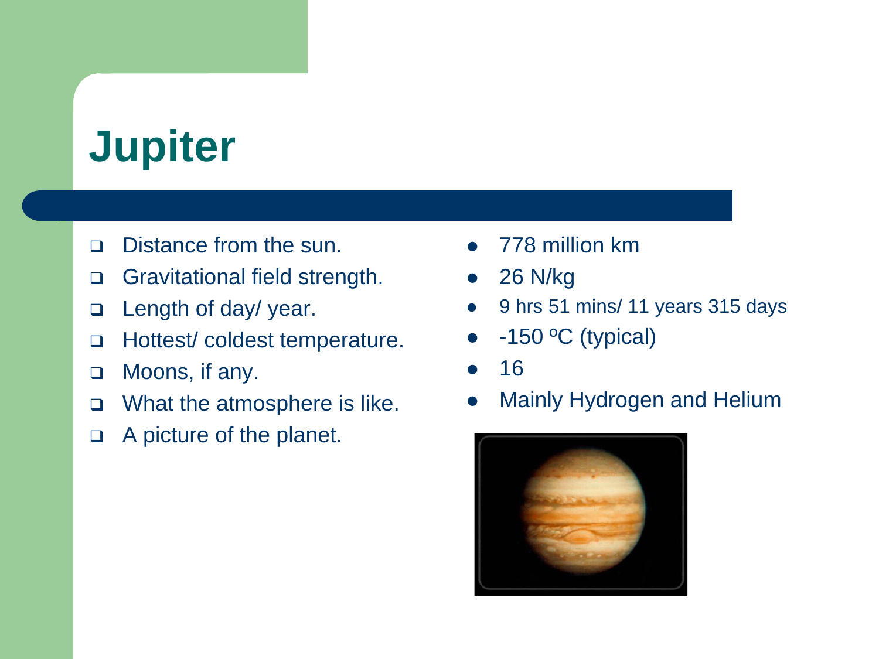# Jupiter

- Distance from the sun.
- Gravitational field strength.
- Length of day/ year.
- Hottest/ coldest temperature.
- Moons, if any.
- What the atmosphere is like.
- A picture of the planet.

- 778 million km
- 26 N/kg
- 9 hrs 51 mins/ 11 years 315 days
- -150 ºC (typical)
- 16
- Mainly Hydrogen and Helium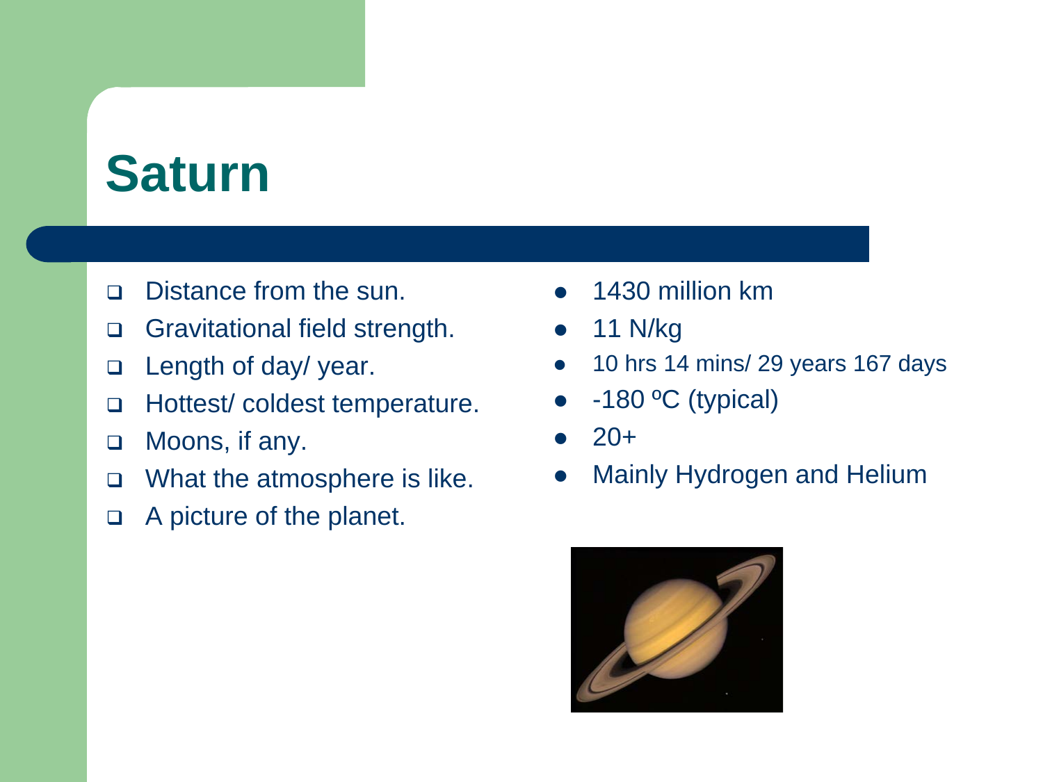# Saturn

- Distance from the sun.
- Gravitational field strength.
- Length of day/ year.
- Hottest/ coldest temperature.
- Moons, if any.
- What the atmosphere is like.
- A picture of the planet.

- 1430 million km
- 11 N/kg
- 10 hrs 14 mins/ 29 years 167 days
- -180 ºC (typical)
- 20+
- Mainly Hydrogen and Helium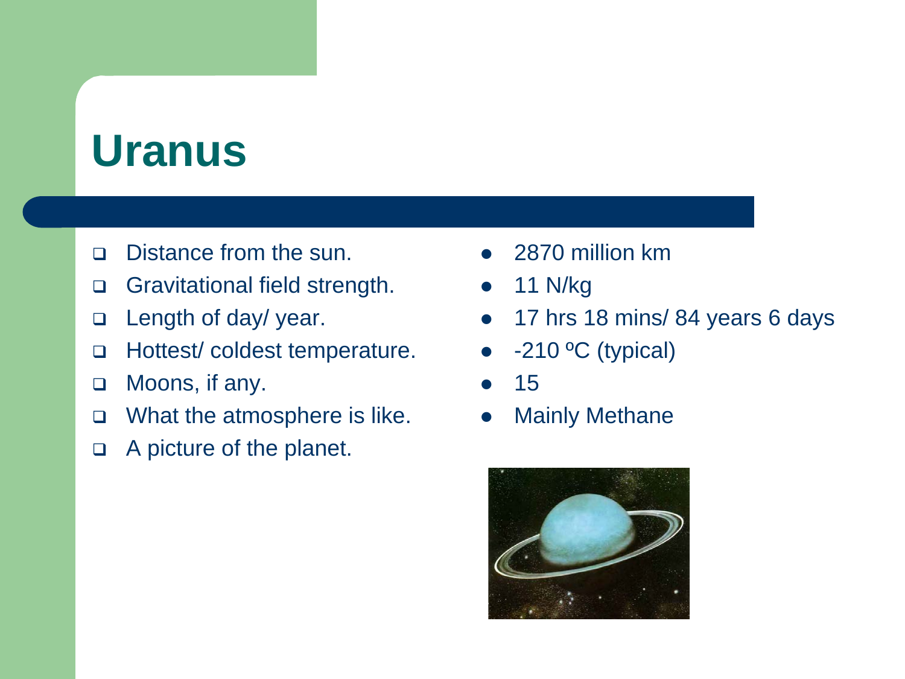# Uranus

- Distance from the sun.
- Gravitational field strength.
- Length of day/ year.
- Hottest/ coldest temperature.
- Moons, if any.
- What the atmosphere is like.
- A picture of the planet.

- 2870 million km
- 11 N/kg
- 17 hrs 18 mins/ 84 years 6 days
- -210 ºC (typical)
- 15
- Mainly Methane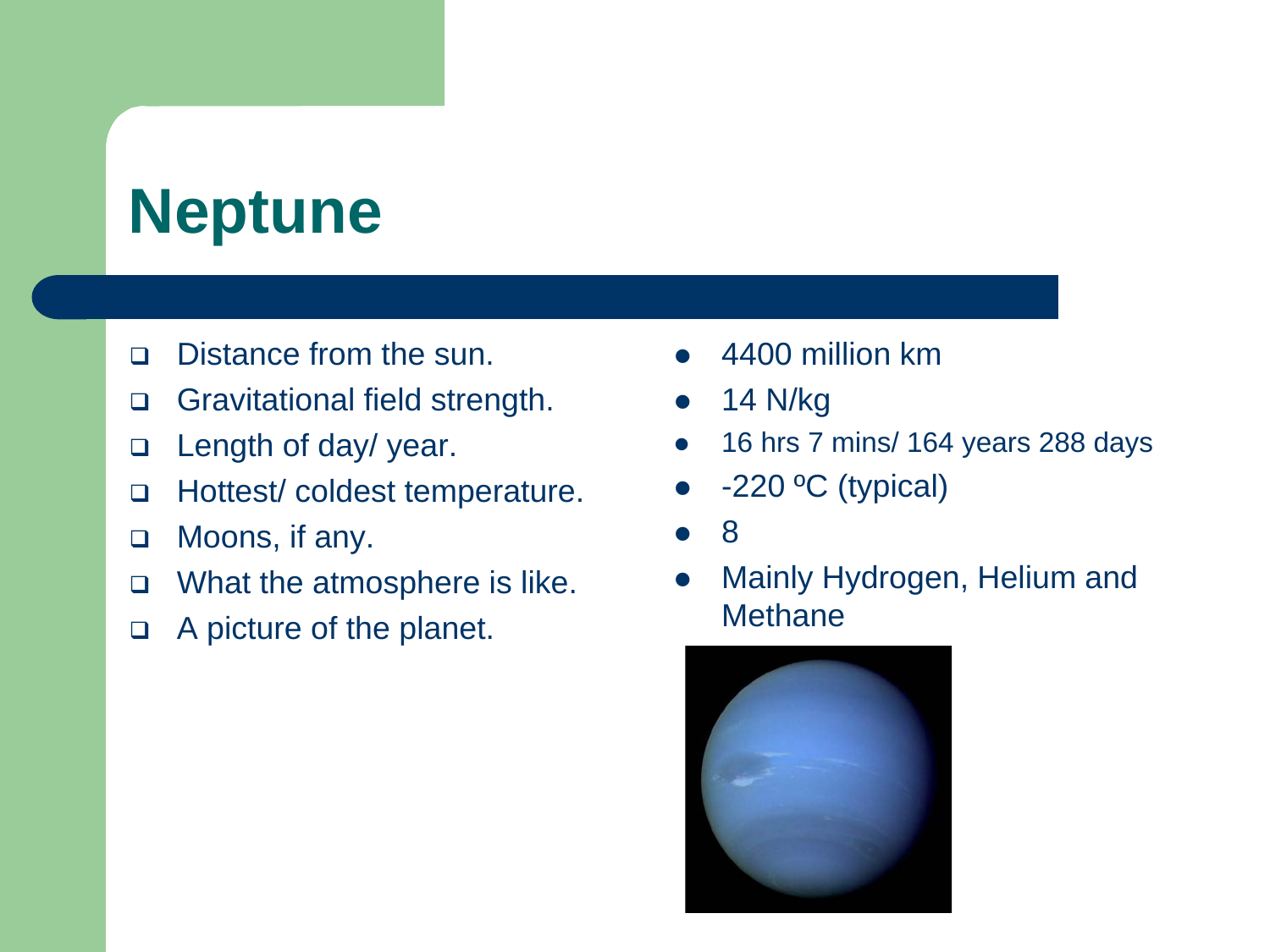# Neptune

- Distance from the sun.
- Gravitational field strength.
- Length of day/ year.
- Hottest/ coldest temperature.
- Moons, if any.
- What the atmosphere is like.
- A picture of the planet.

- 4400 million km
- 14 N/kg
- 16 hrs 7 mins/ 164 years 288 days
- -220 ºC (typical)
- 8
- Mainly Hydrogen, Helium and Methane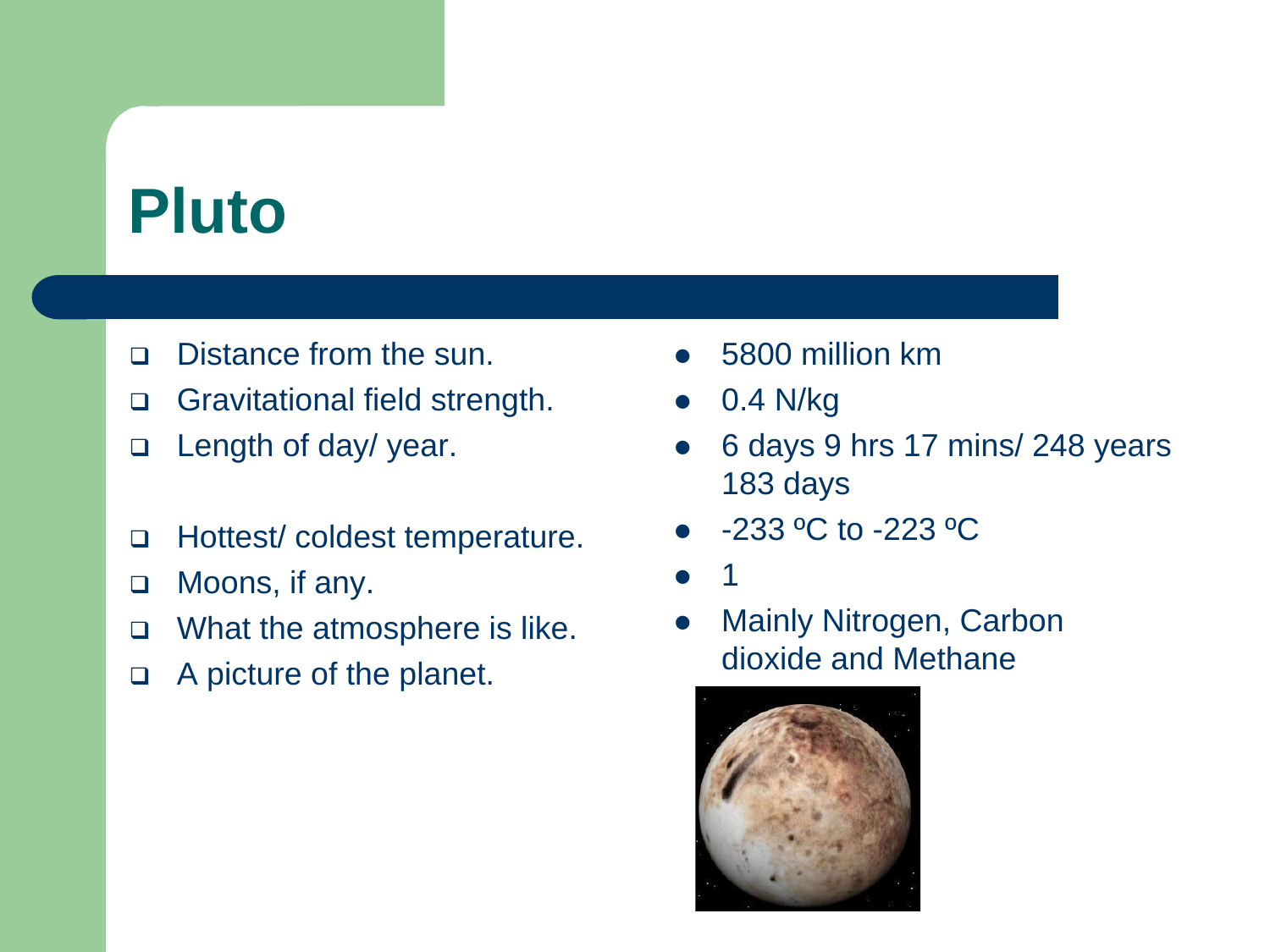# Pluto

- Distance from the sun.
- Gravitational field strength.
- Length of day/ year.
- Hottest/ coldest temperature.
- Moons, if any.
- What the atmosphere is like.
- A picture of the planet.

- 5800 million km
- 0.4 N/kg
- 6 days 9 hrs 17 mins/ 248 years 183 days
- -233 ºC to -223 ºC
- 1
- Mainly Nitrogen, Carbon dioxide and Methane